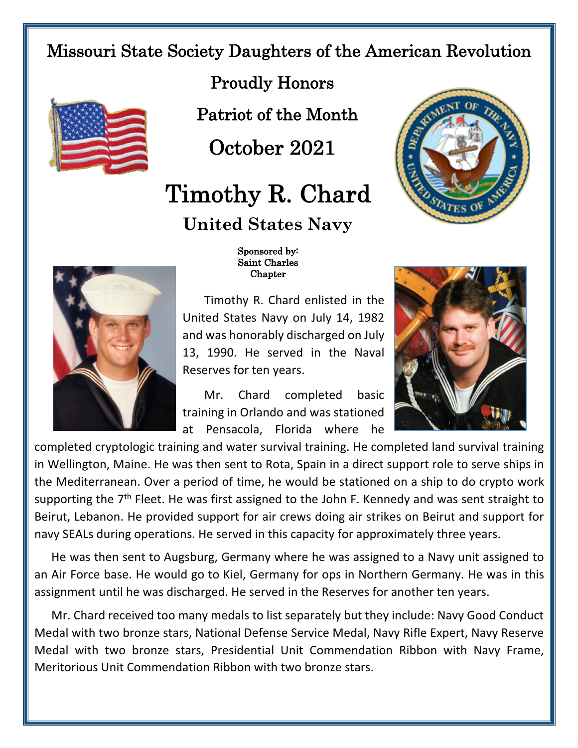# Missouri State Society Daughters of the American Revolution

## Proudly Honors

## Patriot of the Month

## October 2021

# Timothy R. Chard

## United States Navy

**Sponsored by:**
**Saint Charles Chapter**

Timothy R. Chard enlisted in the United States Navy on July 14, 1982 and was honorably discharged on July 13, 1990. He served in the Naval Reserves for ten years.

Mr. Chard completed basic training in Orlando and was stationed at Pensacola, Florida where he completed cryptologic training and water survival training. He completed land survival training in Wellington, Maine. He was then sent to Rota, Spain in a direct support role to serve ships in the Mediterranean. Over a period of time, he would be stationed on a ship to do crypto work supporting the 7th Fleet. He was first assigned to the John F. Kennedy and was sent straight to Beirut, Lebanon. He provided support for air crews doing air strikes on Beirut and support for navy SEALs during operations. He served in this capacity for approximately three years.

He was then sent to Augsburg, Germany where he was assigned to a Navy unit assigned to an Air Force base. He would go to Kiel, Germany for ops in Northern Germany. He was in this assignment until he was discharged. He served in the Reserves for another ten years.

Mr. Chard received too many medals to list separately but they include: Navy Good Conduct Medal with two bronze stars, National Defense Service Medal, Navy Rifle Expert, Navy Reserve Medal with two bronze stars, Presidential Unit Commendation Ribbon with Navy Frame, Meritorious Unit Commendation Ribbon with two bronze stars.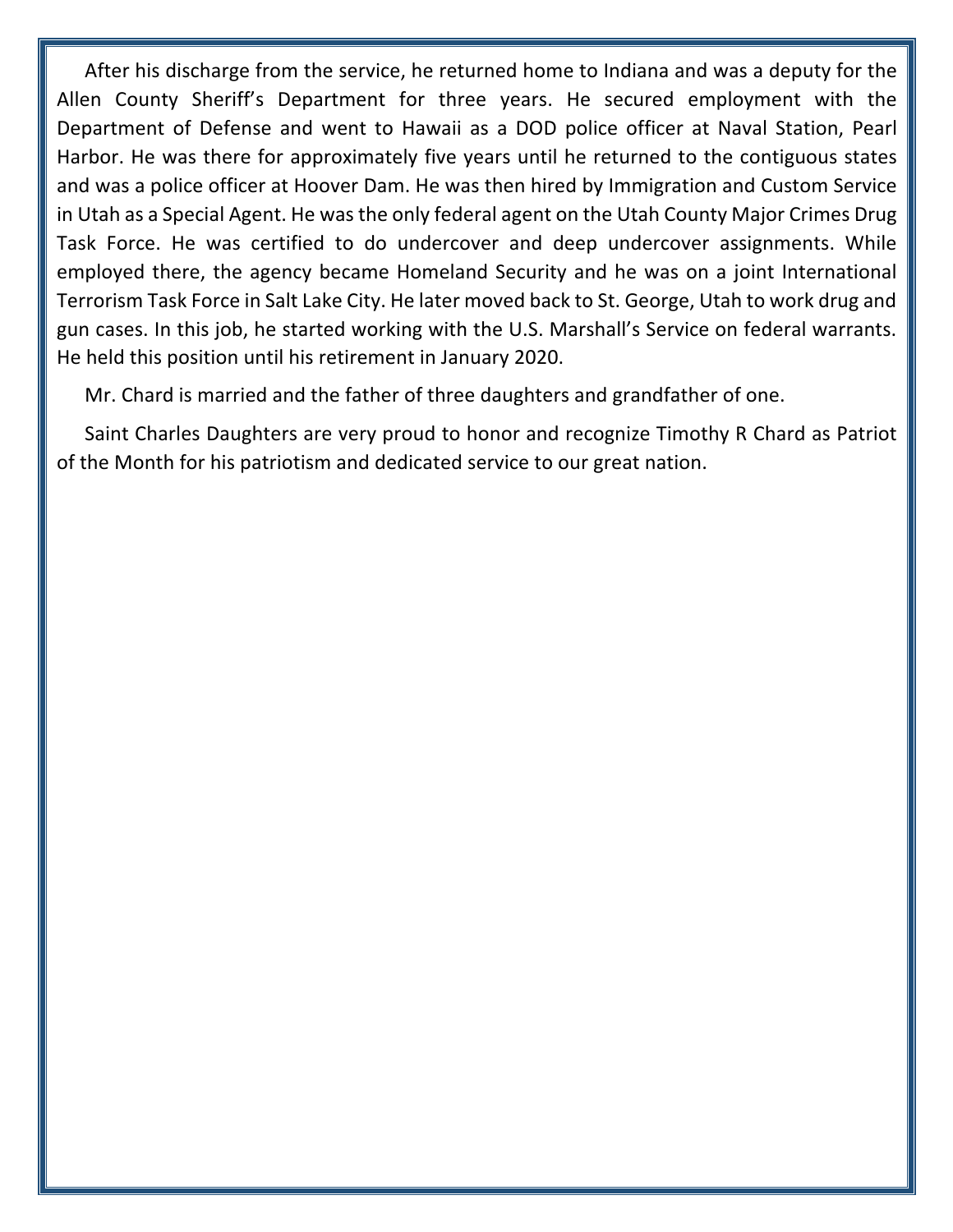After his discharge from the service, he returned home to Indiana and was a deputy for the Allen County Sheriff's Department for three years. He secured employment with the Department of Defense and went to Hawaii as a DOD police officer at Naval Station, Pearl Harbor. He was there for approximately five years until he returned to the contiguous states and was a police officer at Hoover Dam. He was then hired by Immigration and Custom Service in Utah as a Special Agent. He was the only federal agent on the Utah County Major Crimes Drug Task Force. He was certified to do undercover and deep undercover assignments. While employed there, the agency became Homeland Security and he was on a joint International Terrorism Task Force in Salt Lake City. He later moved back to St. George, Utah to work drug and gun cases. In this job, he started working with the U.S. Marshall's Service on federal warrants. He held this position until his retirement in January 2020.

Mr. Chard is married and the father of three daughters and grandfather of one.

Saint Charles Daughters are very proud to honor and recognize Timothy R Chard as Patriot of the Month for his patriotism and dedicated service to our great nation.